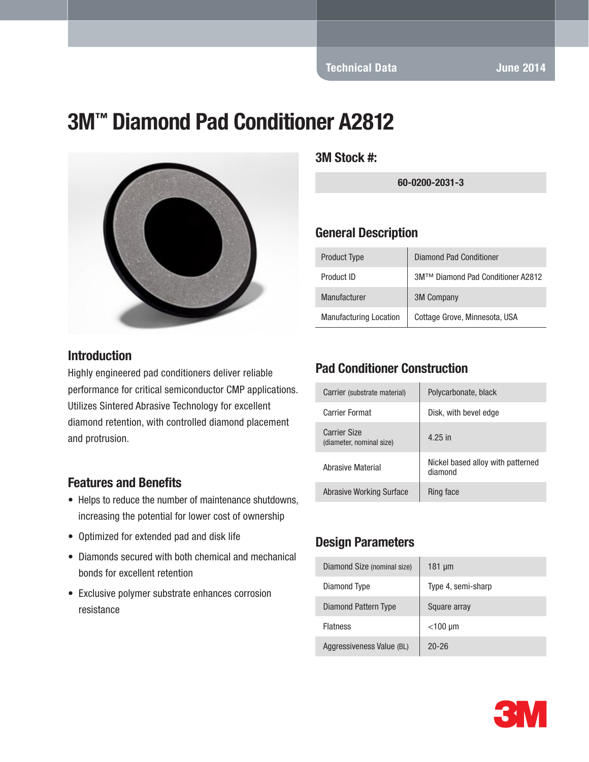Technical Data June 2014

# 3M™ Diamond Pad Conditioner A2812

## 3M Stock #:

| 60-0200-2031-3 |
|---|

## General Description

| Product Type | Diamond Pad Conditioner |
|---|---|
| Product ID | 3M™ Diamond Pad Conditioner A2812 |
| Manufacturer | 3M Company |
| Manufacturing Location | Cottage Grove, Minnesota, USA |

## Introduction

Highly engineered pad conditioners deliver reliable performance for critical semiconductor CMP applications. Utilizes Sintered Abrasive Technology for excellent diamond retention, with controlled diamond placement and protrusion.

## Features and Benefits

- Helps to reduce the number of maintenance shutdowns, increasing the potential for lower cost of ownership
- Optimized for extended pad and disk life
- Diamonds secured with both chemical and mechanical bonds for excellent retention
- Exclusive polymer substrate enhances corrosion resistance

## Pad Conditioner Construction

| Carrier (substrate material) | Polycarbonate, black |
|---|---|
| Carrier Format | Disk, with bevel edge |
| Carrier Size (diameter, nominal size) | 4.25 in |
| Abrasive Material | Nickel based alloy with patterned diamond |
| Abrasive Working Surface | Ring face |

## Design Parameters

| Diamond Size (nominal size) | 181 µm |
|---|---|
| Diamond Type | Type 4, semi-sharp |
| Diamond Pattern Type | Square array |
| Flatness | <100 µm |
| Aggressiveness Value (BL) | 20-26 |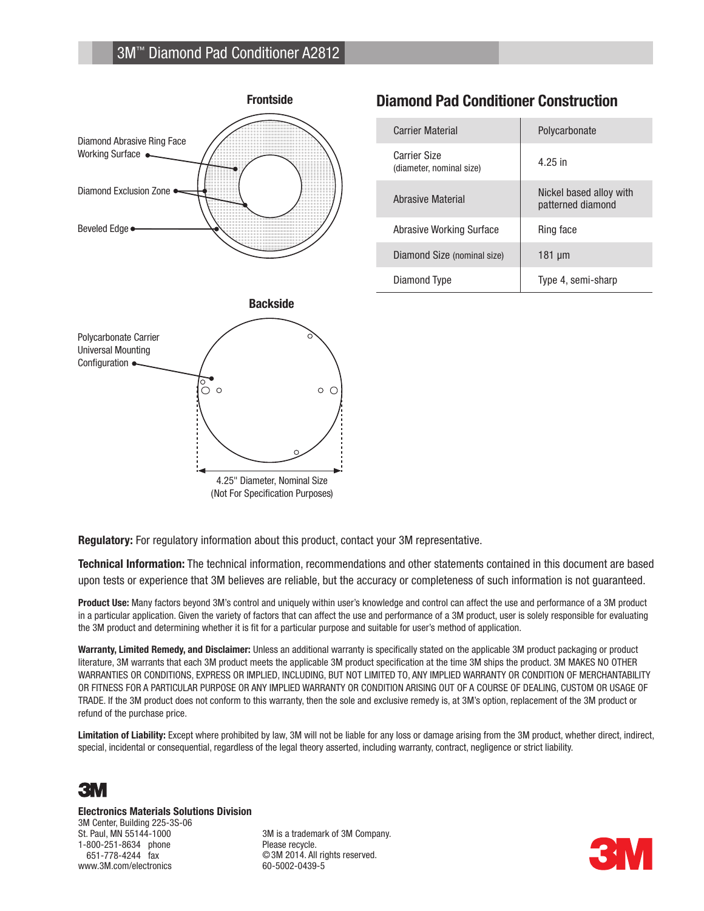# 3M™ Diamond Pad Conditioner A2812

**Frontside**

Diamond Abrasive Ring Face Working Surface

Diamond Exclusion Zone

Beveled Edge

**Backside**

Polycarbonate Carrier Universal Mounting Configuration

4.25" Diameter, Nominal Size
(Not For Specification Purposes)

## Diamond Pad Conditioner Construction

| | |
|---|---|
| Carrier Material | Polycarbonate |
| Carrier Size (diameter, nominal size) | 4.25 in |
| Abrasive Material | Nickel based alloy with patterned diamond |
| Abrasive Working Surface | Ring face |
| Diamond Size (nominal size) | 181 µm |
| Diamond Type | Type 4, semi-sharp |

**Regulatory:** For regulatory information about this product, contact your 3M representative.

**Technical Information:** The technical information, recommendations and other statements contained in this document are based upon tests or experience that 3M believes are reliable, but the accuracy or completeness of such information is not guaranteed.

**Product Use:** Many factors beyond 3M's control and uniquely within user's knowledge and control can affect the use and performance of a 3M product in a particular application. Given the variety of factors that can affect the use and performance of a 3M product, user is solely responsible for evaluating the 3M product and determining whether it is fit for a particular purpose and suitable for user's method of application.

**Warranty, Limited Remedy, and Disclaimer:** Unless an additional warranty is specifically stated on the applicable 3M product packaging or product literature, 3M warrants that each 3M product meets the applicable 3M product specification at the time 3M ships the product. 3M MAKES NO OTHER WARRANTIES OR CONDITIONS, EXPRESS OR IMPLIED, INCLUDING, BUT NOT LIMITED TO, ANY IMPLIED WARRANTY OR CONDITION OF MERCHANTABILITY OR FITNESS FOR A PARTICULAR PURPOSE OR ANY IMPLIED WARRANTY OR CONDITION ARISING OUT OF A COURSE OF DEALING, CUSTOM OR USAGE OF TRADE. If the 3M product does not conform to this warranty, then the sole and exclusive remedy is, at 3M's option, replacement of the 3M product or refund of the purchase price.

**Limitation of Liability:** Except where prohibited by law, 3M will not be liable for any loss or damage arising from the 3M product, whether direct, indirect, special, incidental or consequential, regardless of the legal theory asserted, including warranty, contract, negligence or strict liability.

3M

**Electronics Materials Solutions Division**
3M Center, Building 225-3S-06
St. Paul, MN 55144-1000
1-800-251-8634 phone
651-778-4244 fax
www.3M.com/electronics

3M is a trademark of 3M Company.
Please recycle.
© 3M 2014. All rights reserved.
60-5002-0439-5

3M